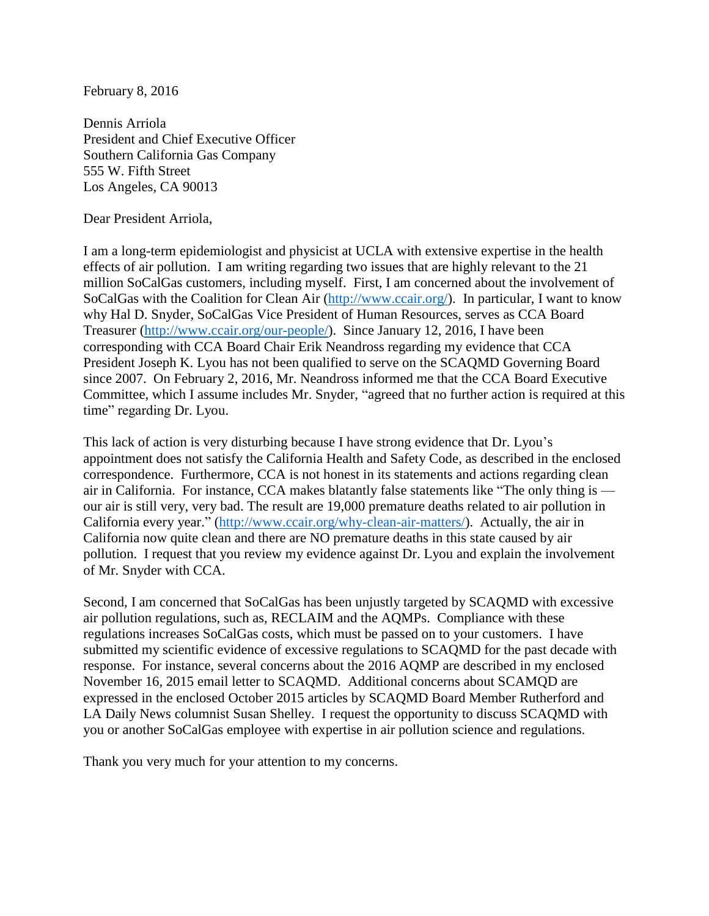February 8, 2016

Dennis Arriola
President and Chief Executive Officer
Southern California Gas Company
555 W. Fifth Street
Los Angeles, CA 90013

Dear President Arriola,

I am a long-term epidemiologist and physicist at UCLA with extensive expertise in the health effects of air pollution. I am writing regarding two issues that are highly relevant to the 21 million SoCalGas customers, including myself. First, I am concerned about the involvement of SoCalGas with the Coalition for Clean Air (http://www.ccair.org/). In particular, I want to know why Hal D. Snyder, SoCalGas Vice President of Human Resources, serves as CCA Board Treasurer (http://www.ccair.org/our-people/). Since January 12, 2016, I have been corresponding with CCA Board Chair Erik Neandross regarding my evidence that CCA President Joseph K. Lyou has not been qualified to serve on the SCAQMD Governing Board since 2007. On February 2, 2016, Mr. Neandross informed me that the CCA Board Executive Committee, which I assume includes Mr. Snyder, "agreed that no further action is required at this time" regarding Dr. Lyou.

This lack of action is very disturbing because I have strong evidence that Dr. Lyou's appointment does not satisfy the California Health and Safety Code, as described in the enclosed correspondence. Furthermore, CCA is not honest in its statements and actions regarding clean air in California. For instance, CCA makes blatantly false statements like "The only thing is — our air is still very, very bad. The result are 19,000 premature deaths related to air pollution in California every year." (http://www.ccair.org/why-clean-air-matters/). Actually, the air in California now quite clean and there are NO premature deaths in this state caused by air pollution. I request that you review my evidence against Dr. Lyou and explain the involvement of Mr. Snyder with CCA.

Second, I am concerned that SoCalGas has been unjustly targeted by SCAQMD with excessive air pollution regulations, such as, RECLAIM and the AQMPs. Compliance with these regulations increases SoCalGas costs, which must be passed on to your customers. I have submitted my scientific evidence of excessive regulations to SCAQMD for the past decade with response. For instance, several concerns about the 2016 AQMP are described in my enclosed November 16, 2015 email letter to SCAQMD. Additional concerns about SCAMQD are expressed in the enclosed October 2015 articles by SCAQMD Board Member Rutherford and LA Daily News columnist Susan Shelley. I request the opportunity to discuss SCAQMD with you or another SoCalGas employee with expertise in air pollution science and regulations.

Thank you very much for your attention to my concerns.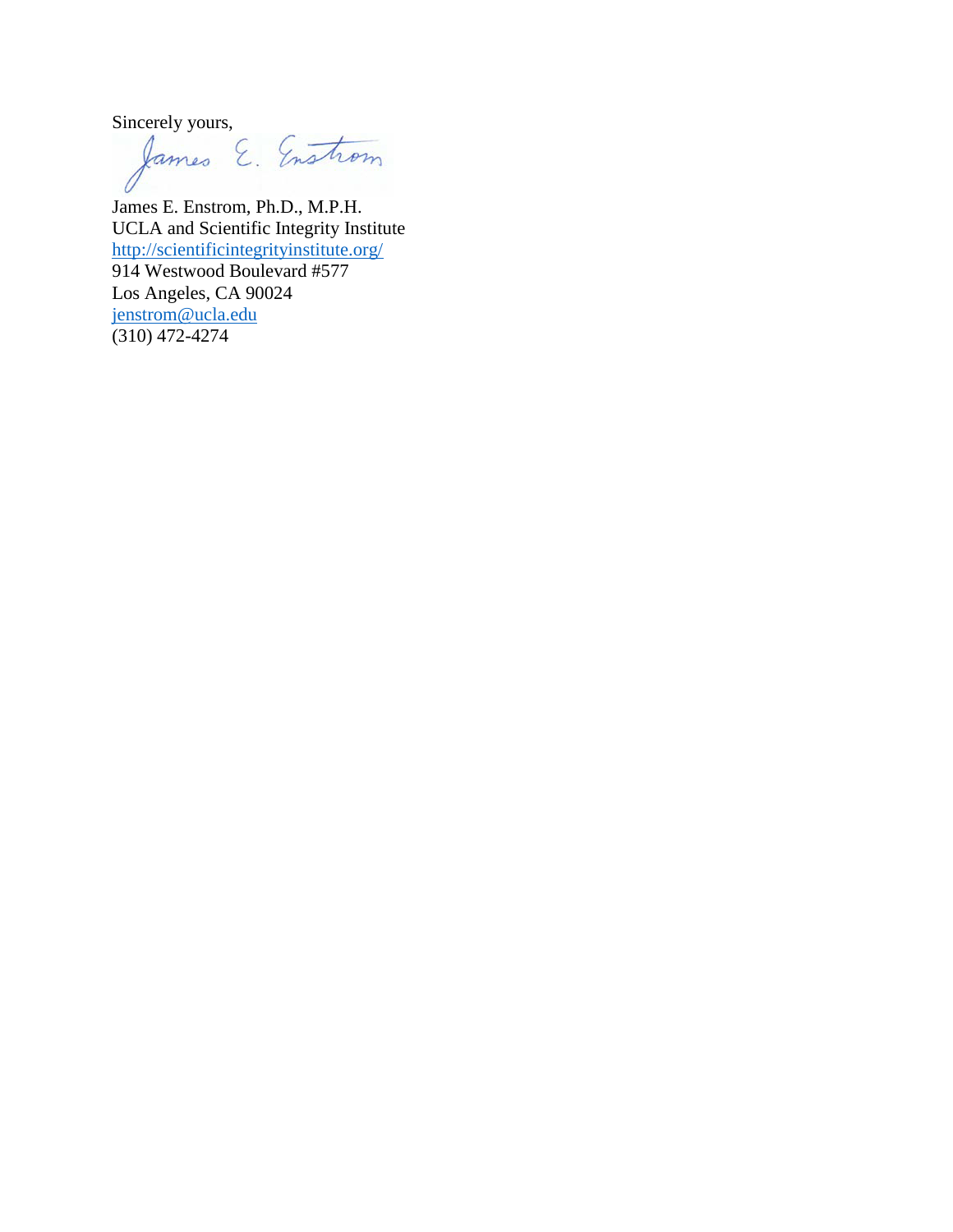Sincerely yours,

James E. Enstrom

James E. Enstrom, Ph.D., M.P.H.
UCLA and Scientific Integrity Institute
http://scientificintegrityinstitute.org/
914 Westwood Boulevard #577
Los Angeles, CA 90024
jenstrom@ucla.edu
(310) 472-4274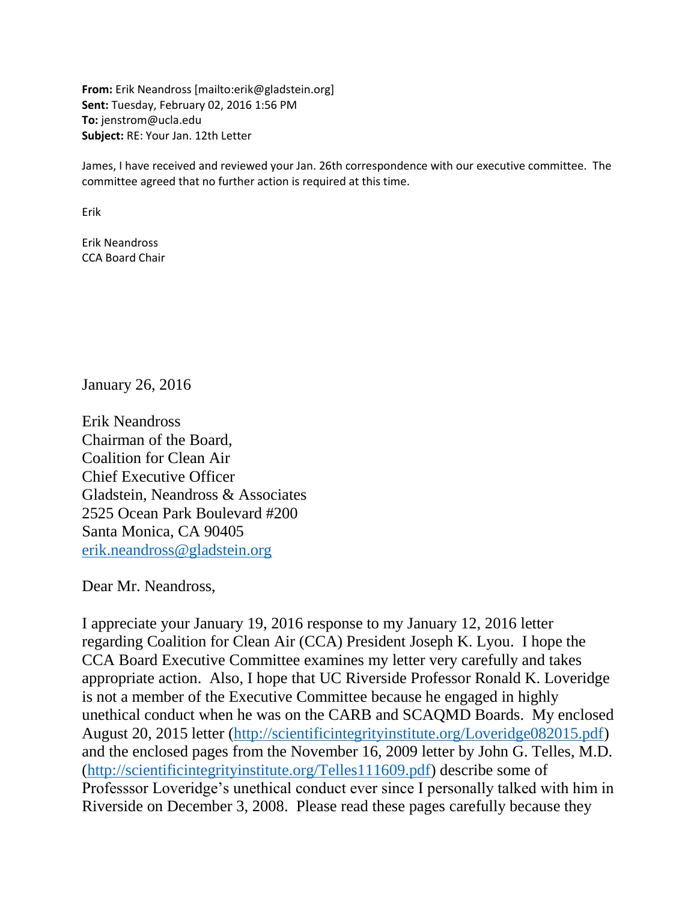**From:** Erik Neandross [mailto:erik@gladstein.org]
**Sent:** Tuesday, February 02, 2016 1:56 PM
**To:** jenstrom@ucla.edu
**Subject:** RE: Your Jan. 12th Letter

James, I have received and reviewed your Jan. 26th correspondence with our executive committee. The committee agreed that no further action is required at this time.

Erik

Erik Neandross
CCA Board Chair

January 26, 2016

Erik Neandross
Chairman of the Board,
Coalition for Clean Air
Chief Executive Officer
Gladstein, Neandross & Associates
2525 Ocean Park Boulevard #200
Santa Monica, CA 90405
[erik.neandross@gladstein.org](mailto:erik.neandross@gladstein.org)

Dear Mr. Neandross,

I appreciate your January 19, 2016 response to my January 12, 2016 letter regarding Coalition for Clean Air (CCA) President Joseph K. Lyou. I hope the CCA Board Executive Committee examines my letter very carefully and takes appropriate action. Also, I hope that UC Riverside Professor Ronald K. Loveridge is not a member of the Executive Committee because he engaged in highly unethical conduct when he was on the CARB and SCAQMD Boards. My enclosed August 20, 2015 letter ([http://scientificintegrityinstitute.org/Loveridge082015.pdf](http://scientificintegrityinstitute.org/Loveridge082015.pdf)) and the enclosed pages from the November 16, 2009 letter by John G. Telles, M.D. ([http://scientificintegrityinstitute.org/Telles111609.pdf](http://scientificintegrityinstitute.org/Telles111609.pdf)) describe some of Professsor Loveridge's unethical conduct ever since I personally talked with him in Riverside on December 3, 2008. Please read these pages carefully because they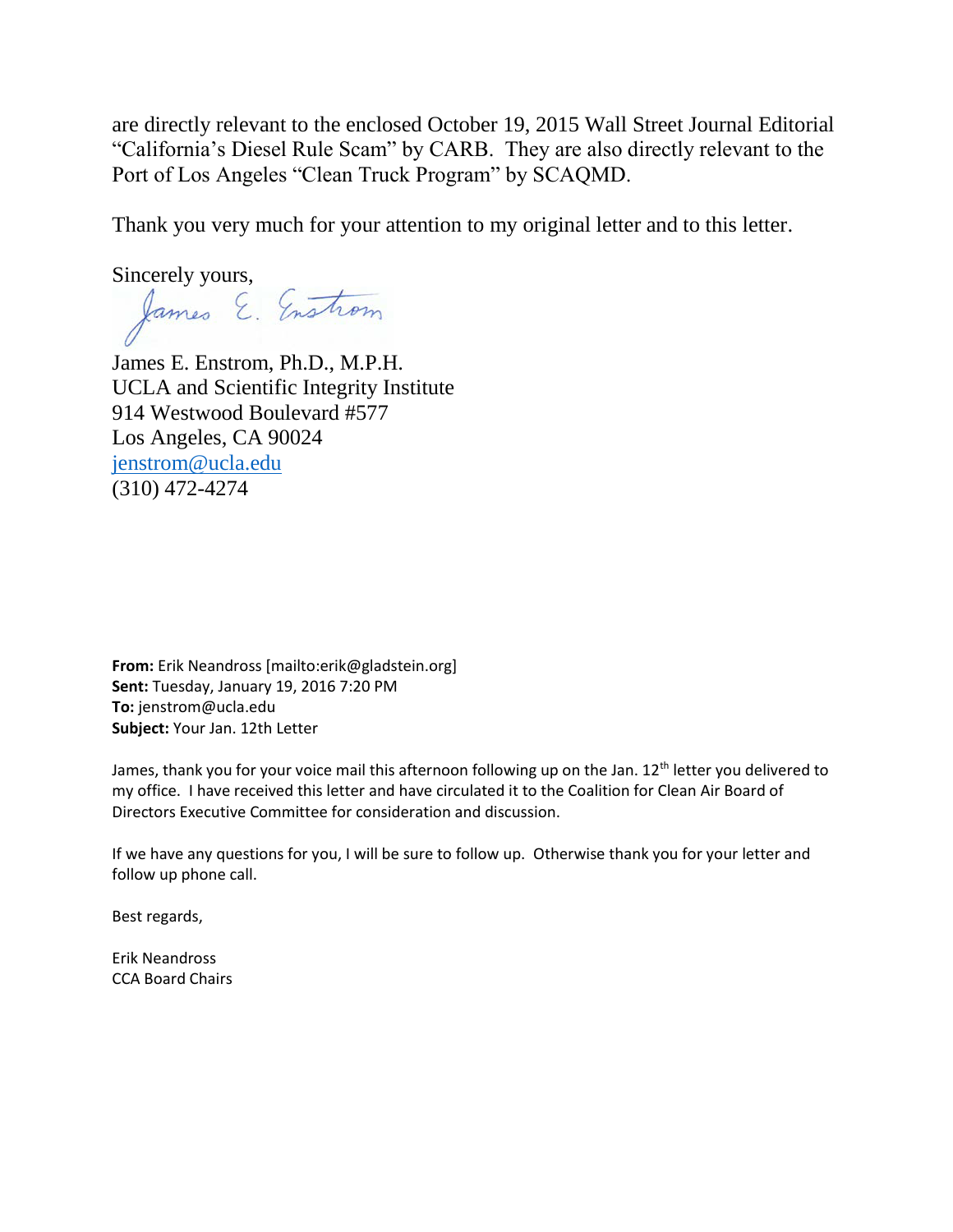are directly relevant to the enclosed October 19, 2015 Wall Street Journal Editorial "California's Diesel Rule Scam" by CARB. They are also directly relevant to the Port of Los Angeles "Clean Truck Program" by SCAQMD.

Thank you very much for your attention to my original letter and to this letter.

Sincerely yours,

James E. Enstrom

James E. Enstrom, Ph.D., M.P.H.
UCLA and Scientific Integrity Institute
914 Westwood Boulevard #577
Los Angeles, CA 90024
jenstrom@ucla.edu
(310) 472-4274

**From:** Erik Neandross [mailto:erik@gladstein.org]
**Sent:** Tuesday, January 19, 2016 7:20 PM
**To:** jenstrom@ucla.edu
**Subject:** Your Jan. 12th Letter

James, thank you for your voice mail this afternoon following up on the Jan. 12th letter you delivered to my office. I have received this letter and have circulated it to the Coalition for Clean Air Board of Directors Executive Committee for consideration and discussion.

If we have any questions for you, I will be sure to follow up. Otherwise thank you for your letter and follow up phone call.

Best regards,

Erik Neandross
CCA Board Chairs